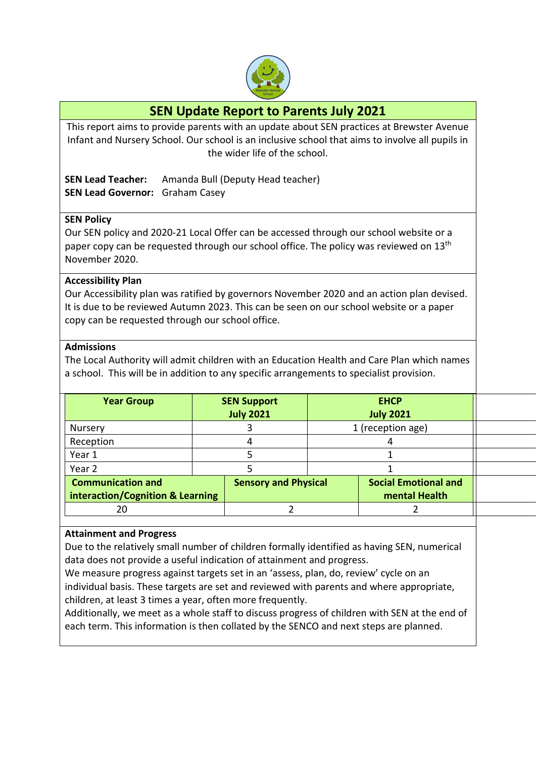# SEN Update Report to Parents July 2021

This report aims to provide parents with an update about SEN practices at Brewster Avenue Infant and Nursery School. Our school is an inclusive school that aims to involve all pupils in the wider life of the school.

**SEN Lead Teacher:** Amanda Bull (Deputy Head teacher)
**SEN Lead Governor:** Graham Casey

**SEN Policy**

Our SEN policy and 2020-21 Local Offer can be accessed through our school website or a paper copy can be requested through our school office. The policy was reviewed on 13th November 2020.

**Accessibility Plan**

Our Accessibility plan was ratified by governors November 2020 and an action plan devised. It is due to be reviewed Autumn 2023. This can be seen on our school website or a paper copy can be requested through our school office.

**Admissions**

The Local Authority will admit children with an Education Health and Care Plan which names a school. This will be in addition to any specific arrangements to specialist provision.

| Year Group | SEN Support July 2021 | EHCP July 2021 |
|---|---|---|
| Nursery | 3 | 1 (reception age) |
| Reception | 4 | 4 |
| Year 1 | 5 | 1 |
| Year 2 | 5 | 1 |

| Communication and interaction/Cognition & Learning | Sensory and Physical | Social Emotional and mental Health |
|---|---|---|
| 20 | 2 | 2 |

**Attainment and Progress**

Due to the relatively small number of children formally identified as having SEN, numerical data does not provide a useful indication of attainment and progress.

We measure progress against targets set in an 'assess, plan, do, review' cycle on an individual basis. These targets are set and reviewed with parents and where appropriate, children, at least 3 times a year, often more frequently.

Additionally, we meet as a whole staff to discuss progress of children with SEN at the end of each term. This information is then collated by the SENCO and next steps are planned.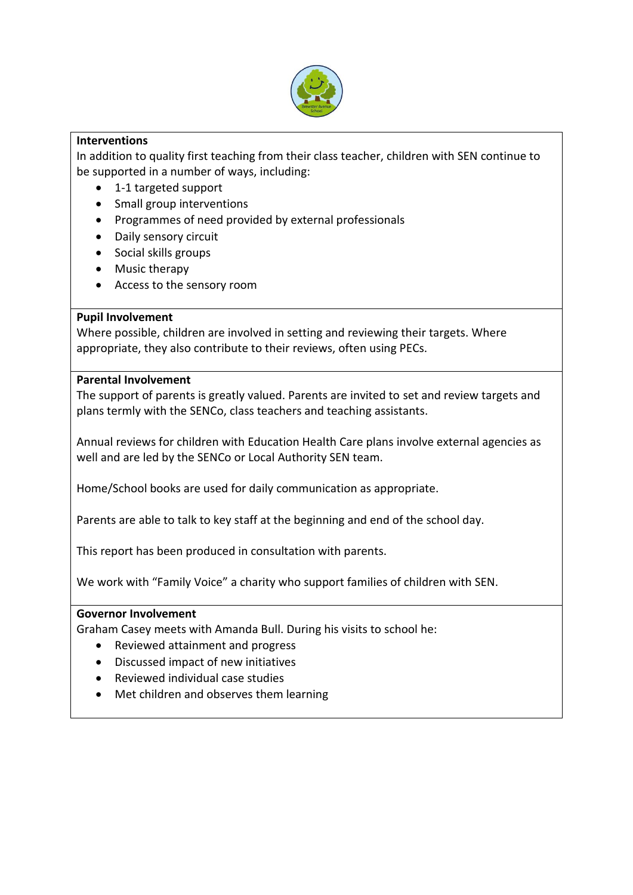**Interventions**

In addition to quality first teaching from their class teacher, children with SEN continue to be supported in a number of ways, including:

- 1-1 targeted support
- Small group interventions
- Programmes of need provided by external professionals
- Daily sensory circuit
- Social skills groups
- Music therapy
- Access to the sensory room

**Pupil Involvement**

Where possible, children are involved in setting and reviewing their targets. Where appropriate, they also contribute to their reviews, often using PECs.

**Parental Involvement**

The support of parents is greatly valued. Parents are invited to set and review targets and plans termly with the SENCo, class teachers and teaching assistants.

Annual reviews for children with Education Health Care plans involve external agencies as well and are led by the SENCo or Local Authority SEN team.

Home/School books are used for daily communication as appropriate.

Parents are able to talk to key staff at the beginning and end of the school day.

This report has been produced in consultation with parents.

We work with "Family Voice" a charity who support families of children with SEN.

**Governor Involvement**

Graham Casey meets with Amanda Bull. During his visits to school he:

- Reviewed attainment and progress
- Discussed impact of new initiatives
- Reviewed individual case studies
- Met children and observes them learning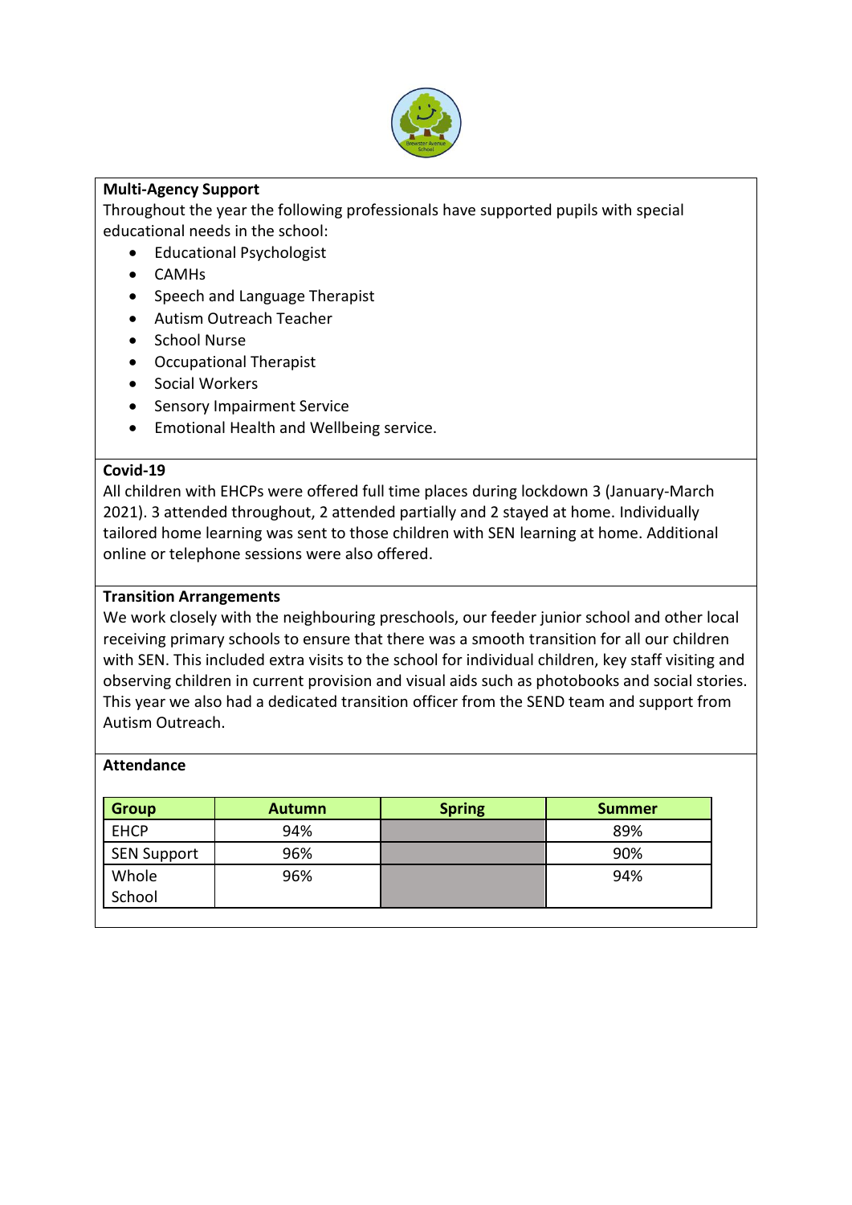**Multi-Agency Support**

Throughout the year the following professionals have supported pupils with special educational needs in the school:

- Educational Psychologist
- CAMHs
- Speech and Language Therapist
- Autism Outreach Teacher
- School Nurse
- Occupational Therapist
- Social Workers
- Sensory Impairment Service
- Emotional Health and Wellbeing service.

**Covid-19**

All children with EHCPs were offered full time places during lockdown 3 (January-March 2021). 3 attended throughout, 2 attended partially and 2 stayed at home. Individually tailored home learning was sent to those children with SEN learning at home. Additional online or telephone sessions were also offered.

**Transition Arrangements**

We work closely with the neighbouring preschools, our feeder junior school and other local receiving primary schools to ensure that there was a smooth transition for all our children with SEN. This included extra visits to the school for individual children, key staff visiting and observing children in current provision and visual aids such as photobooks and social stories. This year we also had a dedicated transition officer from the SEND team and support from Autism Outreach.

**Attendance**

| Group | Autumn | Spring | Summer |
|---|---|---|---|
| EHCP | 94% | | 89% |
| SEN Support | 96% | | 90% |
| Whole School | 96% | | 94% |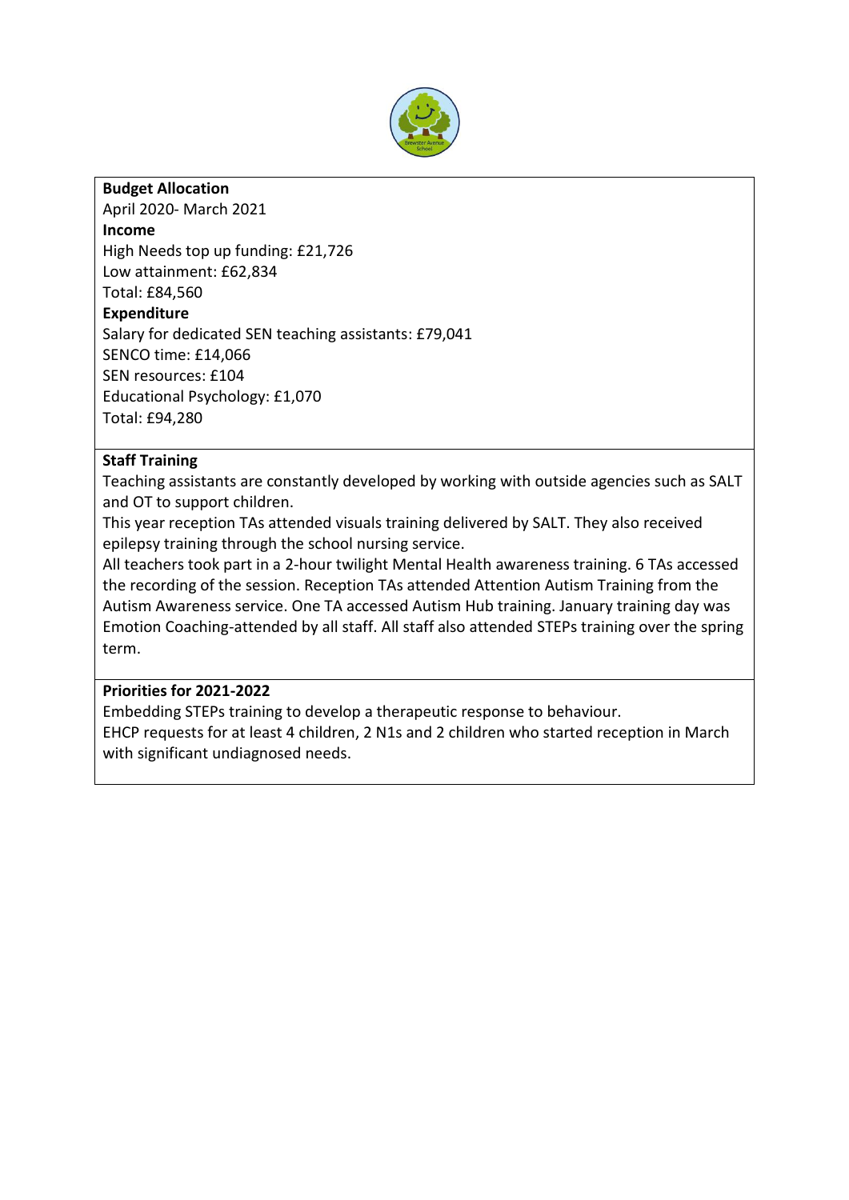**Budget Allocation**

April 2020- March 2021

**Income**

High Needs top up funding: £21,726

Low attainment: £62,834

Total: £84,560

**Expenditure**

Salary for dedicated SEN teaching assistants: £79,041

SENCO time: £14,066

SEN resources: £104

Educational Psychology: £1,070

Total: £94,280

**Staff Training**

Teaching assistants are constantly developed by working with outside agencies such as SALT and OT to support children.

This year reception TAs attended visuals training delivered by SALT. They also received epilepsy training through the school nursing service.

All teachers took part in a 2-hour twilight Mental Health awareness training. 6 TAs accessed the recording of the session. Reception TAs attended Attention Autism Training from the Autism Awareness service. One TA accessed Autism Hub training. January training day was Emotion Coaching-attended by all staff. All staff also attended STEPs training over the spring term.

**Priorities for 2021-2022**

Embedding STEPs training to develop a therapeutic response to behaviour.

EHCP requests for at least 4 children, 2 N1s and 2 children who started reception in March with significant undiagnosed needs.